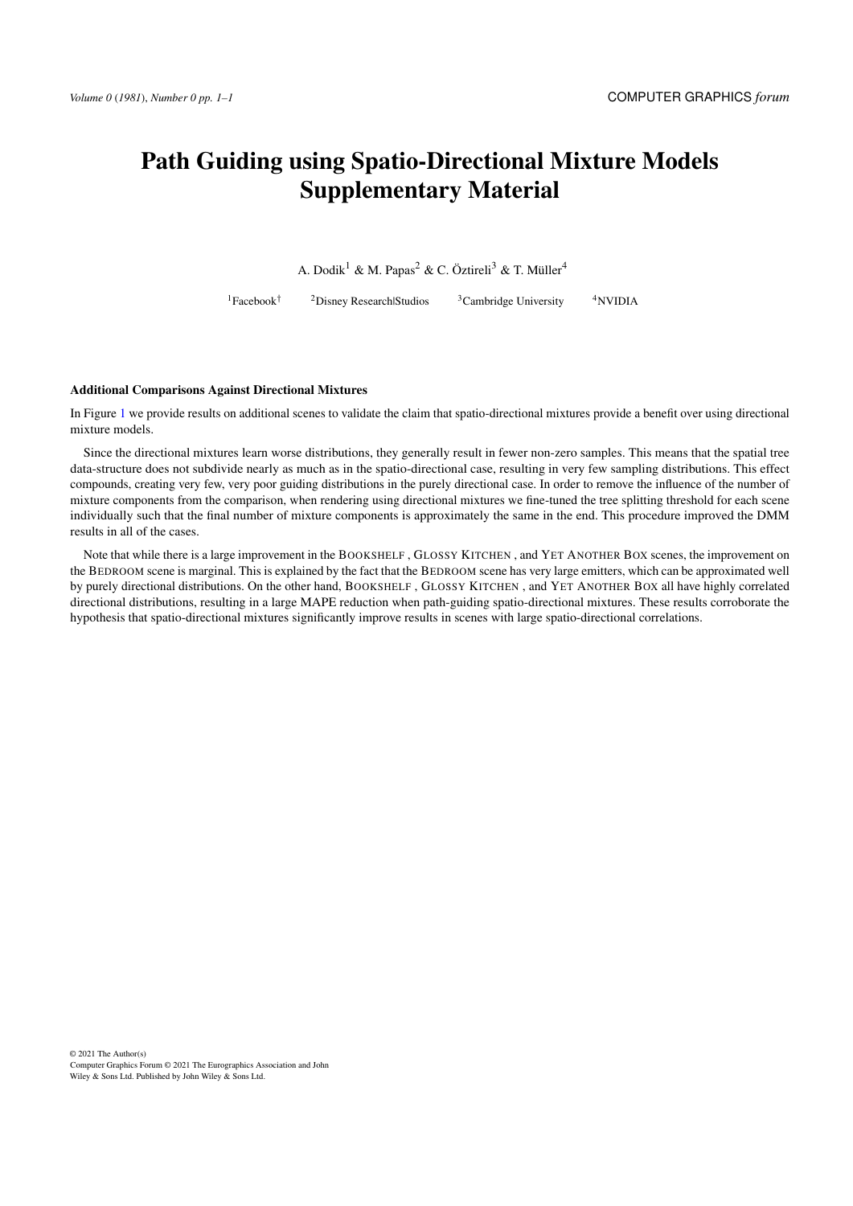# Path Guiding using Spatio-Directional Mixture Models Supplementary Material

A. Dodik[1] & M. Papas[2] & C. Öztireli[3] & T. Müller[4]

[1]Facebook[†] [2]Disney Research|Studios [3]Cambridge University [4]NVIDIA

### Additional Comparisons Against Directional Mixtures

In Figure 1 we provide results on additional scenes to validate the claim that spatio-directional mixtures provide a benefit over using directional mixture models.

Since the directional mixtures learn worse distributions, they generally result in fewer non-zero samples. This means that the spatial tree data-structure does not subdivide nearly as much as in the spatio-directional case, resulting in very few sampling distributions. This effect compounds, creating very few, very poor guiding distributions in the purely directional case. In order to remove the influence of the number of mixture components from the comparison, when rendering using directional mixtures we fine-tuned the tree splitting threshold for each scene individually such that the final number of mixture components is approximately the same in the end. This procedure improved the DMM results in all of the cases.

Note that while there is a large improvement in the BOOKSHELF , GLOSSY KITCHEN , and YET ANOTHER BOX scenes, the improvement on the BEDROOM scene is marginal. This is explained by the fact that the BEDROOM scene has very large emitters, which can be approximated well by purely directional distributions. On the other hand, BOOKSHELF , GLOSSY KITCHEN , and YET ANOTHER BOX all have highly correlated directional distributions, resulting in a large MAPE reduction when path-guiding spatio-directional mixtures. These results corroborate the hypothesis that spatio-directional mixtures significantly improve results in scenes with large spatio-directional correlations.

© 2021 The Author(s)
Computer Graphics Forum © 2021 The Eurographics Association and John Wiley & Sons Ltd. Published by John Wiley & Sons Ltd.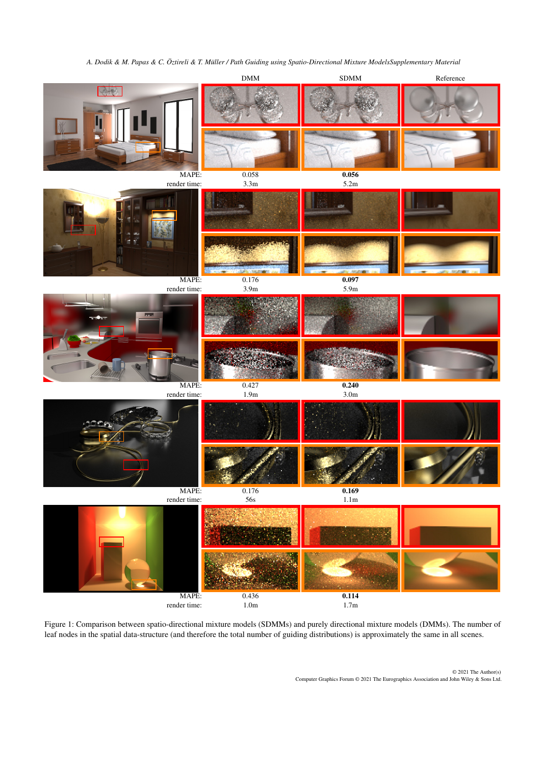| | DMM | SDMM | Reference |
|---|---|---|---|
| MAPE: | 0.058 | **0.056** | |
| render time: | 3.3m | 5.2m | |
| MAPE: | 0.176 | **0.097** | |
| render time: | 3.9m | 5.9m | |
| MAPE: | 0.427 | **0.240** | |
| render time: | 1.9m | 3.0m | |
| MAPE: | 0.176 | **0.169** | |
| render time: | 56s | 1.1m | |
| MAPE: | 0.436 | **0.114** | |
| render time: | 1.0m | 1.7m | |

Figure 1: Comparison between spatio-directional mixture models (SDMMs) and purely directional mixture models (DMMs). The number of leaf nodes in the spatial data-structure (and therefore the total number of guiding distributions) is approximately the same in all scenes.